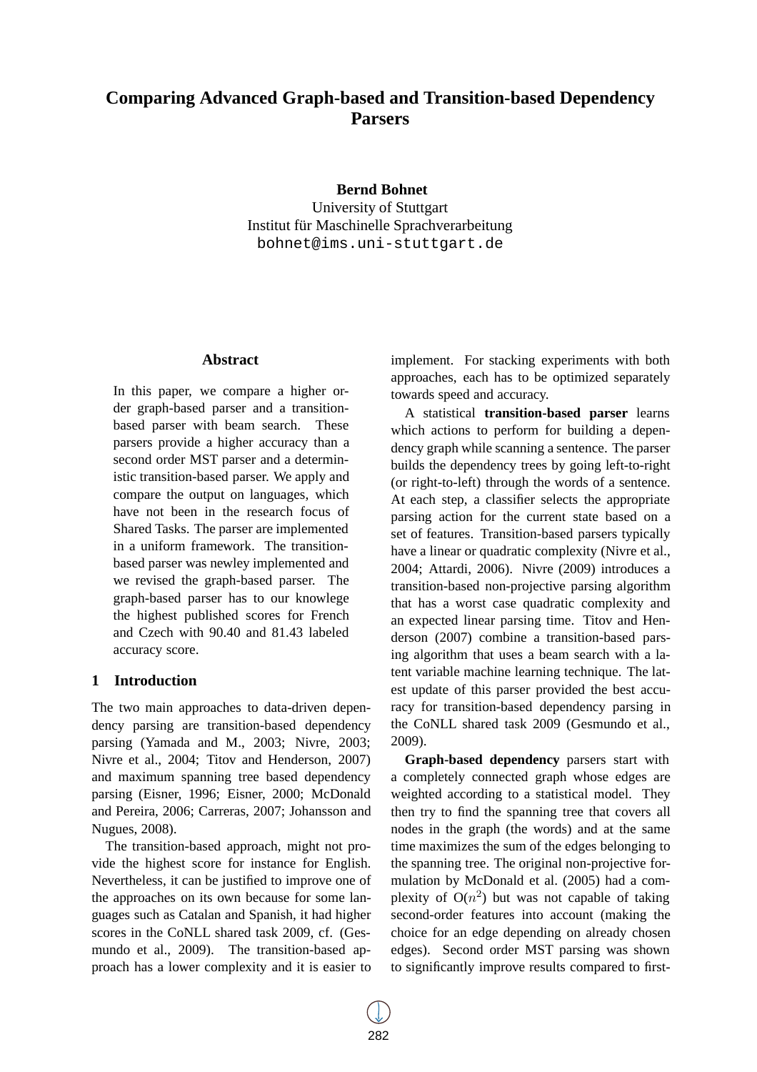# Comparing Advanced Graph-based and Transition-based Dependency Parsers

**Bernd Bohnet**
University of Stuttgart
Institut für Maschinelle Sprachverarbeitung
bohnet@ims.uni-stuttgart.de

## Abstract

In this paper, we compare a higher order graph-based parser and a transition-based parser with beam search. These parsers provide a higher accuracy than a second order MST parser and a deterministic transition-based parser. We apply and compare the output on languages, which have not been in the research focus of Shared Tasks. The parser are implemented in a uniform framework. The transition-based parser was newley implemented and we revised the graph-based parser. The graph-based parser has to our knowlege the highest published scores for French and Czech with 90.40 and 81.43 labeled accuracy score.

## 1 Introduction

The two main approaches to data-driven dependency parsing are transition-based dependency parsing (Yamada and M., 2003; Nivre, 2003; Nivre et al., 2004; Titov and Henderson, 2007) and maximum spanning tree based dependency parsing (Eisner, 1996; Eisner, 2000; McDonald and Pereira, 2006; Carreras, 2007; Johansson and Nugues, 2008).

The transition-based approach, might not provide the highest score for instance for English. Nevertheless, it can be justified to improve one of the approaches on its own because for some languages such as Catalan and Spanish, it had higher scores in the CoNLL shared task 2009, cf. (Gesmundo et al., 2009). The transition-based approach has a lower complexity and it is easier to implement. For stacking experiments with both approaches, each has to be optimized separately towards speed and accuracy.

A statistical **transition-based parser** learns which actions to perform for building a dependency graph while scanning a sentence. The parser builds the dependency trees by going left-to-right (or right-to-left) through the words of a sentence. At each step, a classifier selects the appropriate parsing action for the current state based on a set of features. Transition-based parsers typically have a linear or quadratic complexity (Nivre et al., 2004; Attardi, 2006). Nivre (2009) introduces a transition-based non-projective parsing algorithm that has a worst case quadratic complexity and an expected linear parsing time. Titov and Henderson (2007) combine a transition-based parsing algorithm that uses a beam search with a latent variable machine learning technique. The latest update of this parser provided the best accuracy for transition-based dependency parsing in the CoNLL shared task 2009 (Gesmundo et al., 2009).

**Graph-based dependency** parsers start with a completely connected graph whose edges are weighted according to a statistical model. They then try to find the spanning tree that covers all nodes in the graph (the words) and at the same time maximizes the sum of the edges belonging to the spanning tree. The original non-projective formulation by McDonald et al. (2005) had a complexity of O($n^2$) but was not capable of taking second-order features into account (making the choice for an edge depending on already chosen edges). Second order MST parsing was shown to significantly improve results compared to first-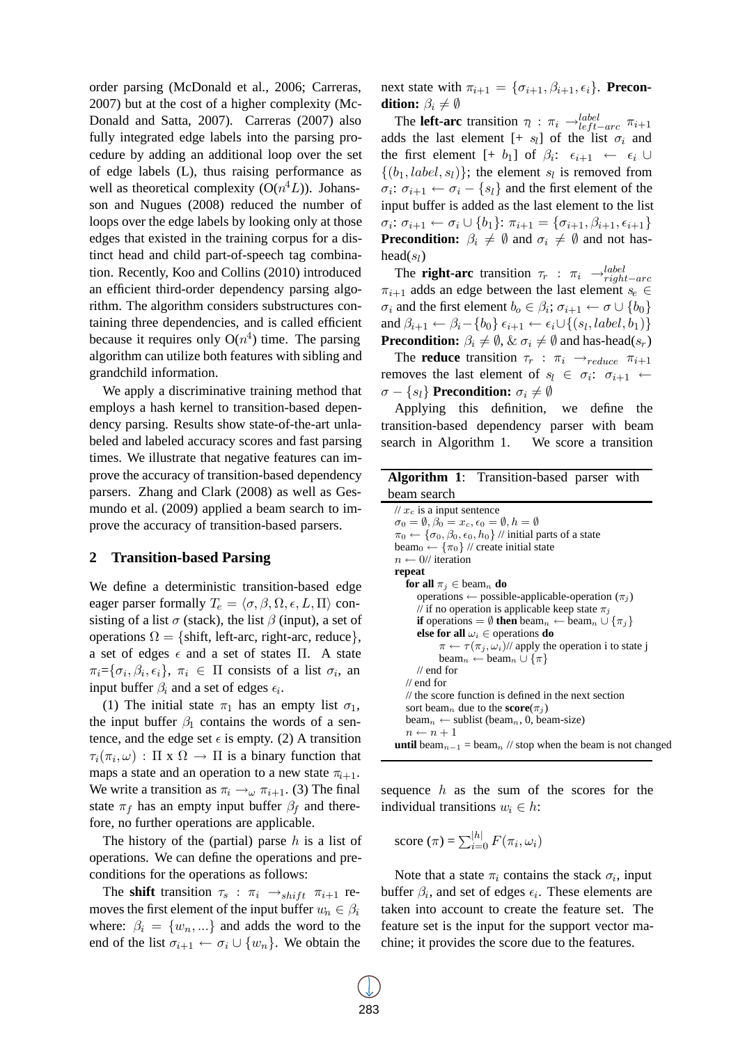order parsing (McDonald et al., 2006; Carreras, 2007) but at the cost of a higher complexity (McDonald and Satta, 2007). Carreras (2007) also fully integrated edge labels into the parsing procedure by adding an additional loop over the set of edge labels (L), thus raising performance as well as theoretical complexity ($O(n^4L)$). Johansson and Nugues (2008) reduced the number of loops over the edge labels by looking only at those edges that existed in the training corpus for a distinct head and child part-of-speech tag combination. Recently, Koo and Collins (2010) introduced an efficient third-order dependency parsing algorithm. The algorithm considers substructures containing three dependencies, and is called efficient because it requires only $O(n^4)$ time. The parsing algorithm can utilize both features with sibling and grandchild information.

We apply a discriminative training method that employs a hash kernel to transition-based dependency parsing. Results show state-of-the-art unlabeled and labeled accuracy scores and fast parsing times. We illustrate that negative features can improve the accuracy of transition-based dependency parsers. Zhang and Clark (2008) as well as Gesmundo et al. (2009) applied a beam search to improve the accuracy of transition-based parsers.

## 2 Transition-based Parsing

We define a deterministic transition-based edge eager parser formally $T_e = \langle \sigma, \beta, \Omega, \epsilon, L, \Pi \rangle$ consisting of a list $\sigma$ (stack), the list $\beta$ (input), a set of operations $\Omega = \{\text{shift, left-arc, right-arc, reduce}\}$, a set of edges $\epsilon$ and a set of states $\Pi$. A state $\pi_i$=$\{\sigma_i, \beta_i, \epsilon_i\}$, $\pi_i \in \Pi$ consists of a list $\sigma_i$, an input buffer $\beta_i$ and a set of edges $\epsilon_i$.

(1) The initial state $\pi_1$ has an empty list $\sigma_1$, the input buffer $\beta_1$ contains the words of a sentence, and the edge set $\epsilon$ is empty. (2) A transition $\tau_i(\pi_i, \omega) : \Pi \text{ x } \Omega \rightarrow \Pi$ is a binary function that maps a state and an operation to a new state $\pi_{i+1}$. We write a transition as $\pi_i \rightarrow_\omega \pi_{i+1}$. (3) The final state $\pi_f$ has an empty input buffer $\beta_f$ and therefore, no further operations are applicable.

The history of the (partial) parse $h$ is a list of operations. We can define the operations and preconditions for the operations as follows:

The **shift** transition $\tau_s : \pi_i \rightarrow_{shift} \pi_{i+1}$ removes the first element of the input buffer $w_n \in \beta_i$ where: $\beta_i = \{w_n, ...\}$ and adds the word to the end of the list $\sigma_{i+1} \leftarrow \sigma_i \cup \{w_n\}$. We obtain the next state with $\pi_{i+1} = \{\sigma_{i+1}, \beta_{i+1}, \epsilon_i\}$. **Precondition:** $\beta_i \neq \emptyset$

The **left-arc** transition $\eta : \pi_i \rightarrow^{label}_{left-arc} \pi_{i+1}$ adds the last element [+ $s_l$] of the list $\sigma_i$ and the first element [+ $b_1$] of $\beta_i$: $\epsilon_{i+1} \leftarrow \epsilon_i \cup \{(b_1, label, s_l)\}$; the element $s_l$ is removed from $\sigma_i$: $\sigma_{i+1} \leftarrow \sigma_i - \{s_l\}$ and the first element of the input buffer is added as the last element to the list $\sigma_i$: $\sigma_{i+1} \leftarrow \sigma_i \cup \{b_1\}$: $\pi_{i+1} = \{\sigma_{i+1}, \beta_{i+1}, \epsilon_{i+1}\}$ **Precondition:** $\beta_i \neq \emptyset$ and $\sigma_i \neq \emptyset$ and not has-head($s_l$)

The **right-arc** transition $\tau_r : \pi_i \rightarrow^{label}_{right-arc} \pi_{i+1}$ adds an edge between the last element $s_e \in \sigma_i$ and the first element $b_o \in \beta_i$; $\sigma_{i+1} \leftarrow \sigma \cup \{b_0\}$ and $\beta_{i+1} \leftarrow \beta_i - \{b_0\}$ $\epsilon_{i+1} \leftarrow \epsilon_i \cup \{(s_l, label, b_1)\}$ **Precondition:** $\beta_i \neq \emptyset$, & $\sigma_i \neq \emptyset$ and has-head($s_r$)

The **reduce** transition $\tau_r : \pi_i \rightarrow_{reduce} \pi_{i+1}$ removes the last element of $s_l \in \sigma_i$: $\sigma_{i+1} \leftarrow \sigma - \{s_l\}$ **Precondition:** $\sigma_i \neq \emptyset$

Applying this definition, we define the transition-based dependency parser with beam search in Algorithm 1. We score a transition sequence $h$ as the sum of the scores for the individual transitions $w_i \in h$:

$$\text{score}(\pi) = \sum_{i=0}^{|h|} F(\pi_i, \omega_i)$$

Note that a state $\pi_i$ contains the stack $\sigma_i$, input buffer $\beta_i$, and set of edges $\epsilon_i$. These elements are taken into account to create the feature set. The feature set is the input for the support vector machine; it provides the score due to the features.

**Algorithm 1**: Transition-based parser with beam search

```
// x_c is a input sentence
σ_0 = ∅, β_0 = x_c, ε_0 = ∅, h = ∅
π_0 ← {σ_0, β_0, ε_0, h_0} // initial parts of a state
beam_0 ← {π_0} // create initial state
n ← 0// iteration
repeat
  for all π_j ∈ beam_n do
    operations ← possible-applicable-operation (π_j)
    // if no operation is applicable keep state π_j
    if operations = ∅ then beam_n ← beam_n ∪ {π_j}
    else for all ω_i ∈ operations do
        π ← τ(π_j, ω_i)// apply the operation i to state j
        beam_n ← beam_n ∪ {π}
    // end for
  // end for
  // the score function is defined in the next section
  sort beam_n due to the score(π_j)
  beam_n ← sublist (beam_n, 0, beam-size)
  n ← n + 1
until beam_{n-1} = beam_n // stop when the beam is not changed
```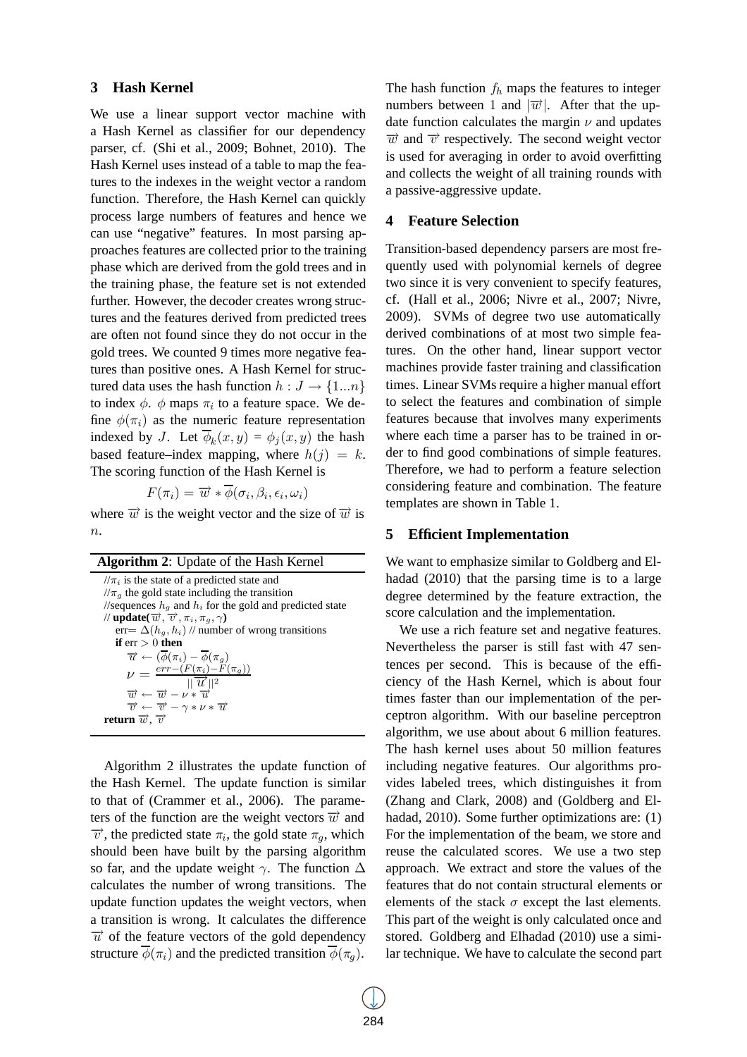## 3 Hash Kernel

We use a linear support vector machine with a Hash Kernel as classifier for our dependency parser, cf. (Shi et al., 2009; Bohnet, 2010). The Hash Kernel uses instead of a table to map the features to the indexes in the weight vector a random function. Therefore, the Hash Kernel can quickly process large numbers of features and hence we can use "negative" features. In most parsing approaches features are collected prior to the training phase which are derived from the gold trees and in the training phase, the feature set is not extended further. However, the decoder creates wrong structures and the features derived from predicted trees are often not found since they do not occur in the gold trees. We counted 9 times more negative features than positive ones. A Hash Kernel for structured data uses the hash function $h : J \rightarrow \{1...n\}$ to index $\phi$. $\phi$ maps $\pi_i$ to a feature space. We define $\phi(\pi_i)$ as the numeric feature representation indexed by $J$. Let $\overline{\phi}_k(x, y) = \phi_j(x, y)$ the hash based feature–index mapping, where $h(j) = k$. The scoring function of the Hash Kernel is

$$F(\pi_i) = \overrightarrow{w} * \overline{\phi}(\sigma_i, \beta_i, \epsilon_i, \omega_i)$$

where $\overrightarrow{w}$ is the weight vector and the size of $\overrightarrow{w}$ is $n$.

**Algorithm 2**: Update of the Hash Kernel

```
//π_i is the state of a predicted state and
//π_g the gold state including the transition
//sequences h_g and h_i for the gold and predicted state
// update(w, v, π_i, π_g, γ)
   err= Δ(h_g, h_i) // number of wrong transitions
   if err > 0 then
      u ← (φ(π_i) − φ(π_g))
      ν = (err − (F(π_i) − F(π_g))) / ||u||²
      w ← w − ν * u
      v ← v − γ * ν * u
return w, v
```

Algorithm 2 illustrates the update function of the Hash Kernel. The update function is similar to that of (Crammer et al., 2006). The parameters of the function are the weight vectors $\overrightarrow{w}$ and $\overrightarrow{v}$, the predicted state $\pi_i$, the gold state $\pi_g$, which should been have built by the parsing algorithm so far, and the update weight $\gamma$. The function $\Delta$ calculates the number of wrong transitions. The update function updates the weight vectors, when a transition is wrong. It calculates the difference $\overrightarrow{u}$ of the feature vectors of the gold dependency structure $\overline{\phi}(\pi_i)$ and the predicted transition $\overline{\phi}(\pi_g)$.

The hash function $f_h$ maps the features to integer numbers between 1 and $|\overrightarrow{w}|$. After that the update function calculates the margin $\nu$ and updates $\overrightarrow{w}$ and $\overrightarrow{v}$ respectively. The second weight vector is used for averaging in order to avoid overfitting and collects the weight of all training rounds with a passive-aggressive update.

## 4 Feature Selection

Transition-based dependency parsers are most frequently used with polynomial kernels of degree two since it is very convenient to specify features, cf. (Hall et al., 2006; Nivre et al., 2007; Nivre, 2009). SVMs of degree two use automatically derived combinations of at most two simple features. On the other hand, linear support vector machines provide faster training and classification times. Linear SVMs require a higher manual effort to select the features and combination of simple features because that involves many experiments where each time a parser has to be trained in order to find good combinations of simple features. Therefore, we had to perform a feature selection considering feature and combination. The feature templates are shown in Table 1.

## 5 Efficient Implementation

We want to emphasize similar to Goldberg and Elhadad (2010) that the parsing time is to a large degree determined by the feature extraction, the score calculation and the implementation.

We use a rich feature set and negative features. Nevertheless the parser is still fast with 47 sentences per second. This is because of the efficiency of the Hash Kernel, which is about four times faster than our implementation of the perceptron algorithm. With our baseline perceptron algorithm, we use about about 6 million features. The hash kernel uses about 50 million features including negative features. Our algorithms provides labeled trees, which distinguishes it from (Zhang and Clark, 2008) and (Goldberg and Elhadad, 2010). Some further optimizations are: (1) For the implementation of the beam, we store and reuse the calculated scores. We use a two step approach. We extract and store the values of the features that do not contain structural elements or elements of the stack $\sigma$ except the last elements. This part of the weight is only calculated once and stored. Goldberg and Elhadad (2010) use a similar technique. We have to calculate the second part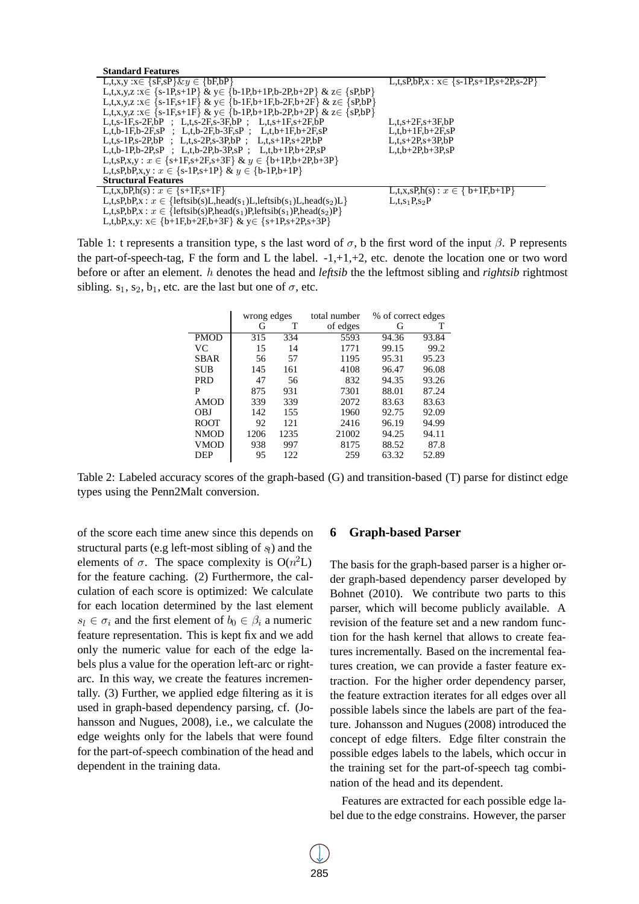| **Standard Features** | |
|---|---|
| L,t,x,y :x∈ {sF,sP}& $y$ ∈ {bF,bP} | L,t,sP,bP,x : x∈ {s-1P,s+1P,s+2P,s-2P} |
| L,t,x,y,z :x∈ {s-1P,s+1P} & y∈ {b-1P,b+1P,b-2P,b+2P} & z∈ {sP,bP} | |
| L,t,x,y,z :x∈ {s-1F,s+1F} & y∈ {b-1F,b+1F,b-2F,b+2F} & z∈ {sP,bP} | |
| L,t,x,y,z :x∈ {s-1F,s+1F} & y∈ {b-1P,b+1P,b-2P,b+2P} & z∈ {sP,bP} | |
| L,t,s-1F,s-2F,bP ; L,t,s-2F,s-3F,bP ; L,t,s+1F,s+2F,bP | L,t,s+2F,s+3F,bP |
| L,t,b-1F,b-2F,sP ; L,t,b-2F,b-3F,sP ; L,t,b+1F,b+2F,sP | L,t,b+1F,b+2F,sP |
| L,t,s-1P,s-2P,bP ; L,t,s-2P,s-3P,bP ; L,t,s+1P,s+2P,bP | L,t,s+2P,s+3P,bP |
| L,t,b-1P,b-2P,sP ; L,t,b-2P,b-3P,sP ; L,t,b+1P,b+2P,sP | L,t,b+2P,b+3P,sP |
| L,t,sP,x,y : $x \in$ {s+1F,s+2F,s+3F} & $y \in$ {b+1P,b+2P,b+3P} | |
| L,t,sP,bP,x,y : $x \in$ {s-1P,s+1P} & $y \in$ {b-1P,b+1P} | |
| **Structural Features** | |
| L,t,x,bP,h(s) : $x \in$ {s+1F,s+1F} | L,t,x,sP,h(s) : $x \in$ { b+1F,b+1P} |
| L,t,sP,bP,x : $x \in$ {leftsib(s)L,head($s_1$)L,leftsib($s_1$)L,head($s_2$)L} | L,t,$s_1$P,$s_2$P |
| L,t,sP,bP,x : $x \in$ {leftsib(s)P,head($s_1$)P,leftsib($s_1$)P,head($s_2$)P} | |
| L,t,bP,x,y: x∈ {b+1F,b+2F,b+3F} & y∈ {s+1P,s+2P,s+3P} | |

Table 1: t represents a transition type, s the last word of $\sigma$, b the first word of the input $\beta$. P represents the part-of-speech-tag, F the form and L the label. -1,+1,+2, etc. denote the location one or two word before or after an element. $h$ denotes the head and *leftsib* the the leftmost sibling and *rightsib* rightmost sibling. $s_1$, $s_2$, $b_1$, etc. are the last but one of $\sigma$, etc.

| | wrong edges | | total number | % of correct edges | |
|---|---|---|---|---|---|
| | G | T | of edges | G | T |
| PMOD | 315 | 334 | 5593 | 94.36 | 93.84 |
| VC | 15 | 14 | 1771 | 99.15 | 99.2 |
| SBAR | 56 | 57 | 1195 | 95.31 | 95.23 |
| SUB | 145 | 161 | 4108 | 96.47 | 96.08 |
| PRD | 47 | 56 | 832 | 94.35 | 93.26 |
| P | 875 | 931 | 7301 | 88.01 | 87.24 |
| AMOD | 339 | 339 | 2072 | 83.63 | 83.63 |
| OBJ | 142 | 155 | 1960 | 92.75 | 92.09 |
| ROOT | 92 | 121 | 2416 | 96.19 | 94.99 |
| NMOD | 1206 | 1235 | 21002 | 94.25 | 94.11 |
| VMOD | 938 | 997 | 8175 | 88.52 | 87.8 |
| DEP | 95 | 122 | 259 | 63.32 | 52.89 |

Table 2: Labeled accuracy scores of the graph-based (G) and transition-based (T) parse for distinct edge types using the Penn2Malt conversion.

of the score each time anew since this depends on structural parts (e.g left-most sibling of $s_l$) and the elements of $\sigma$. The space complexity is O($n^2$L) for the feature caching. (2) Furthermore, the calculation of each score is optimized: We calculate for each location determined by the last element $s_l \in \sigma_i$ and the first element of $b_0 \in \beta_i$ a numeric feature representation. This is kept fix and we add only the numeric value for each of the edge labels plus a value for the operation left-arc or right-arc. In this way, we create the features incrementally. (3) Further, we applied edge filtering as it is used in graph-based dependency parsing, cf. (Johansson and Nugues, 2008), i.e., we calculate the edge weights only for the labels that were found for the part-of-speech combination of the head and dependent in the training data.

## 6 Graph-based Parser

The basis for the graph-based parser is a higher order graph-based dependency parser developed by Bohnet (2010). We contribute two parts to this parser, which will become publicly available. A revision of the feature set and a new random function for the hash kernel that allows to create features incrementally. Based on the incremental features creation, we can provide a faster feature extraction. For the higher order dependency parser, the feature extraction iterates for all edges over all possible labels since the labels are part of the feature. Johansson and Nugues (2008) introduced the concept of edge filters. Edge filter constrain the possible edges labels to the labels, which occur in the training set for the part-of-speech tag combination of the head and its dependent.

Features are extracted for each possible edge label due to the edge constrains. However, the parser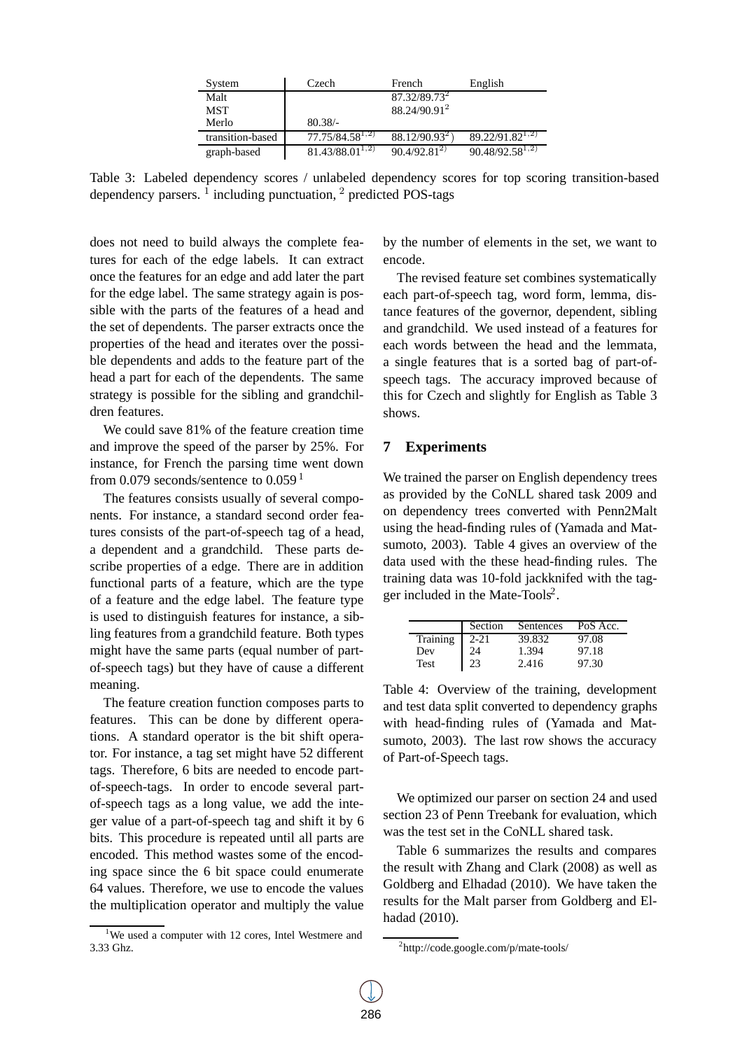| System | Czech | French | English |
|---|---|---|---|
| Malt | | 87.32/89.73[2] | |
| MST | | 88.24/90.91[2] | |
| Merlo | 80.38/- | | |
| transition-based | 77.75/84.58[1,2)] | 88.12/90.93[2]) | 89.22/91.82[1,2)] |
| graph-based | 81.43/88.01[1,2)] | 90.4/92.81[2)] | 90.48/92.58[1,2)] |

Table 3: Labeled dependency scores / unlabeled dependency scores for top scoring transition-based dependency parsers. [1] including punctuation, [2] predicted POS-tags

does not need to build always the complete features for each of the edge labels. It can extract once the features for an edge and add later the part for the edge label. The same strategy again is possible with the parts of the features of a head and the set of dependents. The parser extracts once the properties of the head and iterates over the possible dependents and adds to the feature part of the head a part for each of the dependents. The same strategy is possible for the sibling and grandchildren features.

We could save 81% of the feature creation time and improve the speed of the parser by 25%. For instance, for French the parsing time went down from 0.079 seconds/sentence to 0.059 [1]

The features consists usually of several components. For instance, a standard second order features consists of the part-of-speech tag of a head, a dependent and a grandchild. These parts describe properties of a edge. There are in addition functional parts of a feature, which are the type of a feature and the edge label. The feature type is used to distinguish features for instance, a sibling features from a grandchild feature. Both types might have the same parts (equal number of part-of-speech tags) but they have of cause a different meaning.

The feature creation function composes parts to features. This can be done by different operations. A standard operator is the bit shift operator. For instance, a tag set might have 52 different tags. Therefore, 6 bits are needed to encode part-of-speech-tags. In order to encode several part-of-speech tags as a long value, we add the integer value of a part-of-speech tag and shift it by 6 bits. This procedure is repeated until all parts are encoded. This method wastes some of the encoding space since the 6 bit space could enumerate 64 values. Therefore, we use to encode the values the multiplication operator and multiply the value by the number of elements in the set, we want to encode.

The revised feature set combines systematically each part-of-speech tag, word form, lemma, distance features of the governor, dependent, sibling and grandchild. We used instead of a features for each words between the head and the lemmata, a single features that is a sorted bag of part-of-speech tags. The accuracy improved because of this for Czech and slightly for English as Table 3 shows.

## 7 Experiments

We trained the parser on English dependency trees as provided by the CoNLL shared task 2009 and on dependency trees converted with Penn2Malt using the head-finding rules of (Yamada and Matsumoto, 2003). Table 4 gives an overview of the data used with the these head-finding rules. The training data was 10-fold jackknifed with the tagger included in the Mate-Tools[2].

| | Section | Sentences | PoS Acc. |
|---|---|---|---|
| Training | 2-21 | 39.832 | 97.08 |
| Dev | 24 | 1.394 | 97.18 |
| Test | 23 | 2.416 | 97.30 |

Table 4: Overview of the training, development and test data split converted to dependency graphs with head-finding rules of (Yamada and Matsumoto, 2003). The last row shows the accuracy of Part-of-Speech tags.

We optimized our parser on section 24 and used section 23 of Penn Treebank for evaluation, which was the test set in the CoNLL shared task.

Table 6 summarizes the results and compares the result with Zhang and Clark (2008) as well as Goldberg and Elhadad (2010). We have taken the results for the Malt parser from Goldberg and Elhadad (2010).

[1] We used a computer with 12 cores, Intel Westmere and 3.33 Ghz.

[2] http://code.google.com/p/mate-tools/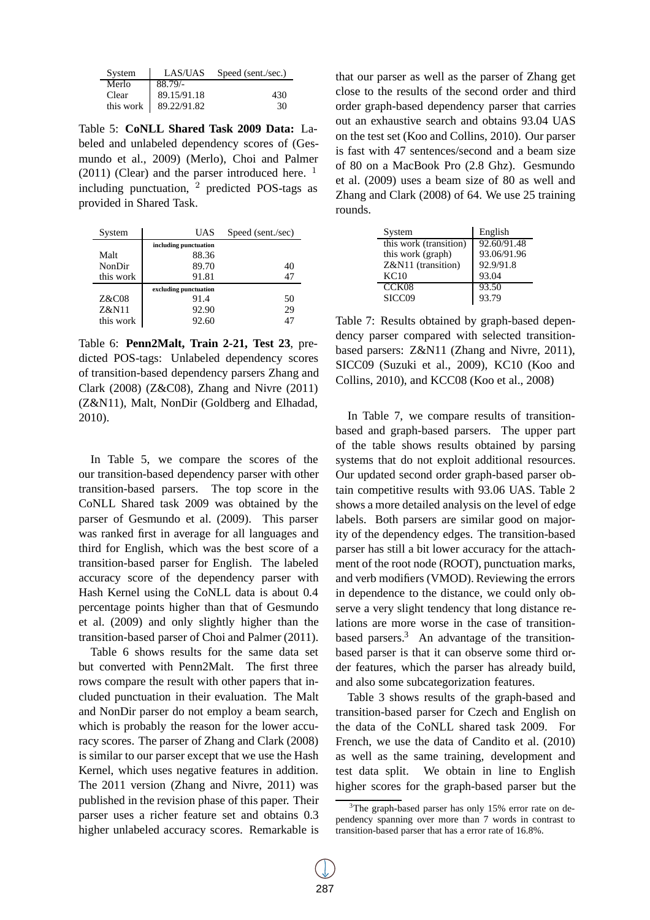| System | LAS/UAS | Speed (sent./sec.) |
|---|---|---|
| Merlo | 88.79/- | |
| Clear | 89.15/91.18 | 430 |
| this work | 89.22/91.82 | 30 |

Table 5: **CoNLL Shared Task 2009 Data:** Labeled and unlabeled dependency scores of (Gesmundo et al., 2009) (Merlo), Choi and Palmer (2011) (Clear) and the parser introduced here. [1] including punctuation, [2] predicted POS-tags as provided in Shared Task.

| System | UAS | Speed (sent./sec) |
|---|---|---|
| | **including punctuation** | |
| Malt | 88.36 | |
| NonDir | 89.70 | 40 |
| this work | 91.81 | 47 |
| | **excluding punctuation** | |
| Z&C08 | 91.4 | 50 |
| Z&N11 | 92.90 | 29 |
| this work | 92.60 | 47 |

Table 6: **Penn2Malt, Train 2-21, Test 23**, predicted POS-tags: Unlabeled dependency scores of transition-based dependency parsers Zhang and Clark (2008) (Z&C08), Zhang and Nivre (2011) (Z&N11), Malt, NonDir (Goldberg and Elhadad, 2010).

In Table 5, we compare the scores of the our transition-based dependency parser with other transition-based parsers. The top score in the CoNLL Shared task 2009 was obtained by the parser of Gesmundo et al. (2009). This parser was ranked first in average for all languages and third for English, which was the best score of a transition-based parser for English. The labeled accuracy score of the dependency parser with Hash Kernel using the CoNLL data is about 0.4 percentage points higher than that of Gesmundo et al. (2009) and only slightly higher than the transition-based parser of Choi and Palmer (2011).

Table 6 shows results for the same data set but converted with Penn2Malt. The first three rows compare the result with other papers that included punctuation in their evaluation. The Malt and NonDir parser do not employ a beam search, which is probably the reason for the lower accuracy scores. The parser of Zhang and Clark (2008) is similar to our parser except that we use the Hash Kernel, which uses negative features in addition. The 2011 version (Zhang and Nivre, 2011) was published in the revision phase of this paper. Their parser uses a richer feature set and obtains 0.3 higher unlabeled accuracy scores. Remarkable is that our parser as well as the parser of Zhang get close to the results of the second order and third order graph-based dependency parser that carries out an exhaustive search and obtains 93.04 UAS on the test set (Koo and Collins, 2010). Our parser is fast with 47 sentences/second and a beam size of 80 on a MacBook Pro (2.8 Ghz). Gesmundo et al. (2009) uses a beam size of 80 as well and Zhang and Clark (2008) of 64. We use 25 training rounds.

| System | English |
|---|---|
| this work (transition) | 92.60/91.48 |
| this work (graph) | 93.06/91.96 |
| Z&N11 (transition) | 92.9/91.8 |
| KC10 | 93.04 |
| CCK08 | 93.50 |
| SICC09 | 93.79 |

Table 7: Results obtained by graph-based dependency parser compared with selected transition-based parsers: Z&N11 (Zhang and Nivre, 2011), SICC09 (Suzuki et al., 2009), KC10 (Koo and Collins, 2010), and KCC08 (Koo et al., 2008)

In Table 7, we compare results of transition-based and graph-based parsers. The upper part of the table shows results obtained by parsing systems that do not exploit additional resources. Our updated second order graph-based parser obtain competitive results with 93.06 UAS. Table 2 shows a more detailed analysis on the level of edge labels. Both parsers are similar good on majority of the dependency edges. The transition-based parser has still a bit lower accuracy for the attachment of the root node (ROOT), punctuation marks, and verb modifiers (VMOD). Reviewing the errors in dependence to the distance, we could only observe a very slight tendency that long distance relations are more worse in the case of transition-based parsers.[3] An advantage of the transition-based parser is that it can observe some third order features, which the parser has already build, and also some subcategorization features.

Table 3 shows results of the graph-based and transition-based parser for Czech and English on the data of the CoNLL shared task 2009. For French, we use the data of Candito et al. (2010) as well as the same training, development and test data split. We obtain in line to English higher scores for the graph-based parser but the

[3] The graph-based parser has only 15% error rate on dependency spanning over more than 7 words in contrast to transition-based parser that has a error rate of 16.8%.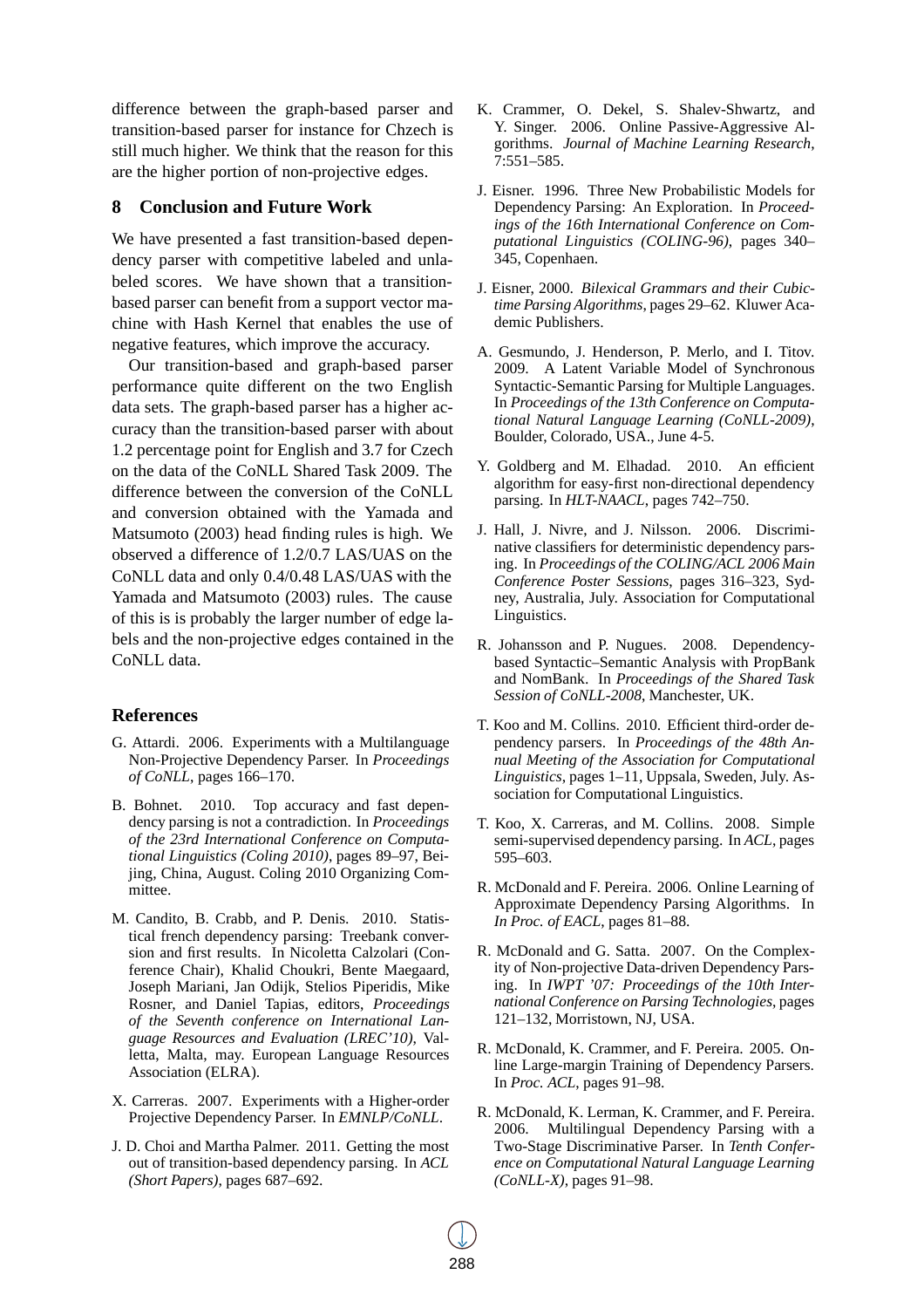difference between the graph-based parser and transition-based parser for instance for Chzech is still much higher. We think that the reason for this are the higher portion of non-projective edges.

## 8 Conclusion and Future Work

We have presented a fast transition-based dependency parser with competitive labeled and unlabeled scores. We have shown that a transition-based parser can benefit from a support vector machine with Hash Kernel that enables the use of negative features, which improve the accuracy.

Our transition-based and graph-based parser performance quite different on the two English data sets. The graph-based parser has a higher accuracy than the transition-based parser with about 1.2 percentage point for English and 3.7 for Czech on the data of the CoNLL Shared Task 2009. The difference between the conversion of the CoNLL and conversion obtained with the Yamada and Matsumoto (2003) head finding rules is high. We observed a difference of 1.2/0.7 LAS/UAS on the CoNLL data and only 0.4/0.48 LAS/UAS with the Yamada and Matsumoto (2003) rules. The cause of this is is probably the larger number of edge labels and the non-projective edges contained in the CoNLL data.

## References

G. Attardi. 2006. Experiments with a Multilanguage Non-Projective Dependency Parser. In *Proceedings of CoNLL*, pages 166–170.

B. Bohnet. 2010. Top accuracy and fast dependency parsing is not a contradiction. In *Proceedings of the 23rd International Conference on Computational Linguistics (Coling 2010)*, pages 89–97, Beijing, China, August. Coling 2010 Organizing Committee.

M. Candito, B. Crabb, and P. Denis. 2010. Statistical french dependency parsing: Treebank conversion and first results. In Nicoletta Calzolari (Conference Chair), Khalid Choukri, Bente Maegaard, Joseph Mariani, Jan Odijk, Stelios Piperidis, Mike Rosner, and Daniel Tapias, editors, *Proceedings of the Seventh conference on International Language Resources and Evaluation (LREC'10)*, Valletta, Malta, may. European Language Resources Association (ELRA).

X. Carreras. 2007. Experiments with a Higher-order Projective Dependency Parser. In *EMNLP/CoNLL*.

J. D. Choi and Martha Palmer. 2011. Getting the most out of transition-based dependency parsing. In *ACL (Short Papers)*, pages 687–692.

K. Crammer, O. Dekel, S. Shalev-Shwartz, and Y. Singer. 2006. Online Passive-Aggressive Algorithms. *Journal of Machine Learning Research*, 7:551–585.

J. Eisner. 1996. Three New Probabilistic Models for Dependency Parsing: An Exploration. In *Proceedings of the 16th International Conference on Computational Linguistics (COLING-96)*, pages 340–345, Copenhaen.

J. Eisner, 2000. *Bilexical Grammars and their Cubic-time Parsing Algorithms*, pages 29–62. Kluwer Academic Publishers.

A. Gesmundo, J. Henderson, P. Merlo, and I. Titov. 2009. A Latent Variable Model of Synchronous Syntactic-Semantic Parsing for Multiple Languages. In *Proceedings of the 13th Conference on Computational Natural Language Learning (CoNLL-2009)*, Boulder, Colorado, USA., June 4-5.

Y. Goldberg and M. Elhadad. 2010. An efficient algorithm for easy-first non-directional dependency parsing. In *HLT-NAACL*, pages 742–750.

J. Hall, J. Nivre, and J. Nilsson. 2006. Discriminative classifiers for deterministic dependency parsing. In *Proceedings of the COLING/ACL 2006 Main Conference Poster Sessions*, pages 316–323, Sydney, Australia, July. Association for Computational Linguistics.

R. Johansson and P. Nugues. 2008. Dependency-based Syntactic–Semantic Analysis with PropBank and NomBank. In *Proceedings of the Shared Task Session of CoNLL-2008*, Manchester, UK.

T. Koo and M. Collins. 2010. Efficient third-order dependency parsers. In *Proceedings of the 48th Annual Meeting of the Association for Computational Linguistics*, pages 1–11, Uppsala, Sweden, July. Association for Computational Linguistics.

T. Koo, X. Carreras, and M. Collins. 2008. Simple semi-supervised dependency parsing. In *ACL*, pages 595–603.

R. McDonald and F. Pereira. 2006. Online Learning of Approximate Dependency Parsing Algorithms. In *In Proc. of EACL*, pages 81–88.

R. McDonald and G. Satta. 2007. On the Complexity of Non-projective Data-driven Dependency Parsing. In *IWPT '07: Proceedings of the 10th International Conference on Parsing Technologies*, pages 121–132, Morristown, NJ, USA.

R. McDonald, K. Crammer, and F. Pereira. 2005. Online Large-margin Training of Dependency Parsers. In *Proc. ACL*, pages 91–98.

R. McDonald, K. Lerman, K. Crammer, and F. Pereira. 2006. Multilingual Dependency Parsing with a Two-Stage Discriminative Parser. In *Tenth Conference on Computational Natural Language Learning (CoNLL-X)*, pages 91–98.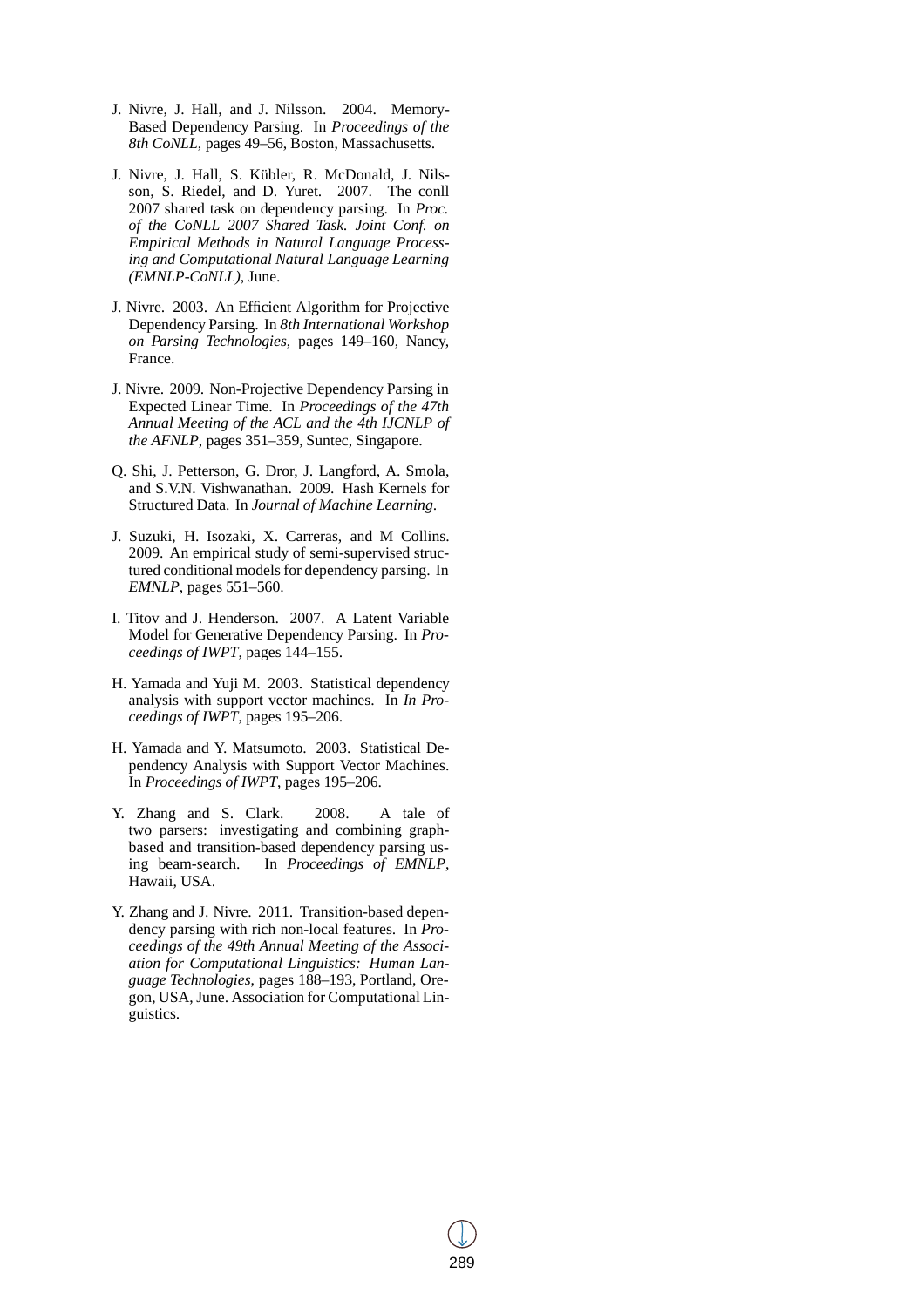J. Nivre, J. Hall, and J. Nilsson. 2004. Memory-Based Dependency Parsing. In *Proceedings of the 8th CoNLL*, pages 49–56, Boston, Massachusetts.

J. Nivre, J. Hall, S. Kübler, R. McDonald, J. Nilsson, S. Riedel, and D. Yuret. 2007. The conll 2007 shared task on dependency parsing. In *Proc. of the CoNLL 2007 Shared Task. Joint Conf. on Empirical Methods in Natural Language Processing and Computational Natural Language Learning (EMNLP-CoNLL)*, June.

J. Nivre. 2003. An Efficient Algorithm for Projective Dependency Parsing. In *8th International Workshop on Parsing Technologies*, pages 149–160, Nancy, France.

J. Nivre. 2009. Non-Projective Dependency Parsing in Expected Linear Time. In *Proceedings of the 47th Annual Meeting of the ACL and the 4th IJCNLP of the AFNLP*, pages 351–359, Suntec, Singapore.

Q. Shi, J. Petterson, G. Dror, J. Langford, A. Smola, and S.V.N. Vishwanathan. 2009. Hash Kernels for Structured Data. In *Journal of Machine Learning*.

J. Suzuki, H. Isozaki, X. Carreras, and M Collins. 2009. An empirical study of semi-supervised structured conditional models for dependency parsing. In *EMNLP*, pages 551–560.

I. Titov and J. Henderson. 2007. A Latent Variable Model for Generative Dependency Parsing. In *Proceedings of IWPT*, pages 144–155.

H. Yamada and Yuji M. 2003. Statistical dependency analysis with support vector machines. In *In Proceedings of IWPT*, pages 195–206.

H. Yamada and Y. Matsumoto. 2003. Statistical Dependency Analysis with Support Vector Machines. In *Proceedings of IWPT*, pages 195–206.

Y. Zhang and S. Clark. 2008. A tale of two parsers: investigating and combining graph-based and transition-based dependency parsing using beam-search. In *Proceedings of EMNLP*, Hawaii, USA.

Y. Zhang and J. Nivre. 2011. Transition-based dependency parsing with rich non-local features. In *Proceedings of the 49th Annual Meeting of the Association for Computational Linguistics: Human Language Technologies*, pages 188–193, Portland, Oregon, USA, June. Association for Computational Linguistics.